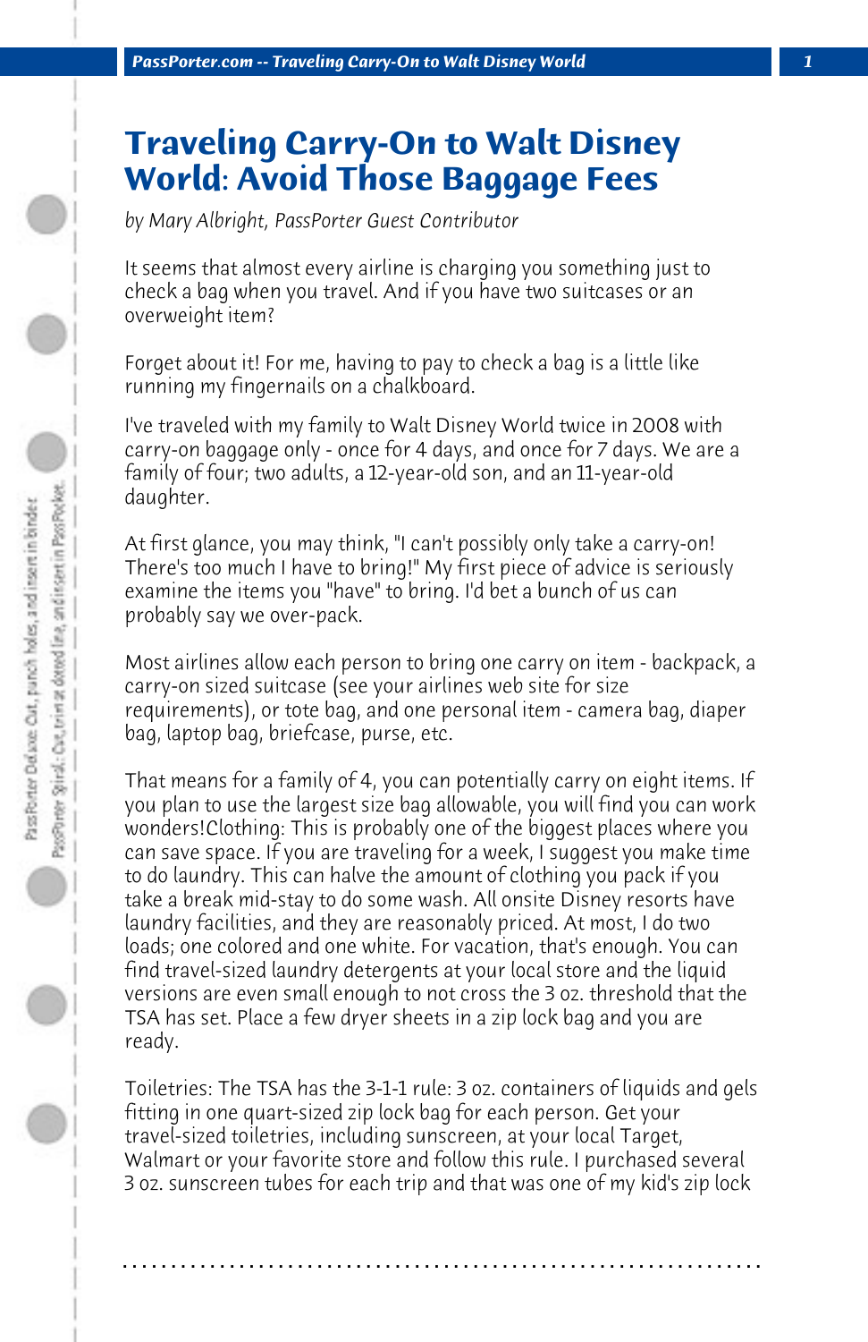# Traveling Carry-On to Walt Disney World: Avoid Those Baggage Fees

*by Mary Albright, PassPorter Guest Contributor*

It seems that almost every airline is charging you something just to check a bag when you travel. And if you have two suitcases or an overweight item?

Forget about it! For me, having to pay to check a bag is a little like running my fingernails on a chalkboard.

I've traveled with my family to Walt Disney World twice in 2008 with carry-on baggage only - once for 4 days, and once for 7 days. We are a family of four; two adults, a 12-year-old son, and an 11-year-old daughter.

At first glance, you may think, "I can't possibly only take a carry-on! There's too much I have to bring!" My first piece of advice is seriously examine the items you "have" to bring. I'd bet a bunch of us can probably say we over-pack.

Most airlines allow each person to bring one carry on item - backpack, a carry-on sized suitcase (see your airlines web site for size requirements), or tote bag, and one personal item - camera bag, diaper bag, laptop bag, briefcase, purse, etc.

That means for a family of 4, you can potentially carry on eight items. If you plan to use the largest size bag allowable, you will find you can work wonders!Clothing: This is probably one of the biggest places where you can save space. If you are traveling for a week, I suggest you make time to do laundry. This can halve the amount of clothing you pack if you take a break mid-stay to do some wash. All onsite Disney resorts have laundry facilities, and they are reasonably priced. At most, I do two loads; one colored and one white. For vacation, that's enough. You can find travel-sized laundry detergents at your local store and the liquid versions are even small enough to not cross the 3 oz. threshold that the TSA has set. Place a few dryer sheets in a zip lock bag and you are ready.

Toiletries: The TSA has the 3-1-1 rule: 3 oz. containers of liquids and gels fitting in one quart-sized zip lock bag for each person. Get your travel-sized toiletries, including sunscreen, at your local Target, Walmart or your favorite store and follow this rule. I purchased several 3 oz. sunscreen tubes for each trip and that was one of my kid's zip lock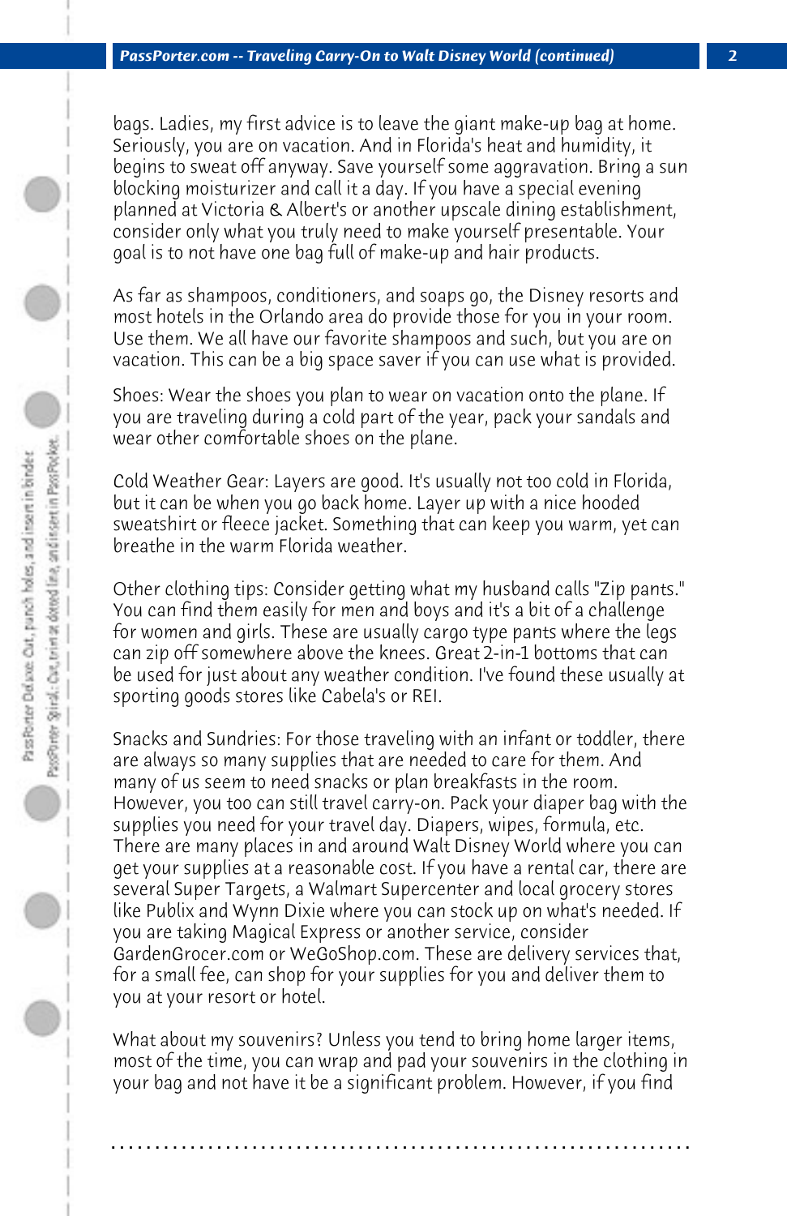bags. Ladies, my first advice is to leave the giant make-up bag at home. Seriously, you are on vacation. And in Florida's heat and humidity, it begins to sweat off anyway. Save yourself some aggravation. Bring a sun blocking moisturizer and call it a day. If you have a special evening planned at Victoria & Albert's or another upscale dining establishment, consider only what you truly need to make yourself presentable. Your goal is to not have one bag full of make-up and hair products.

As far as shampoos, conditioners, and soaps go, the Disney resorts and most hotels in the Orlando area do provide those for you in your room. Use them. We all have our favorite shampoos and such, but you are on vacation. This can be a big space saver if you can use what is provided.

Shoes: Wear the shoes you plan to wear on vacation onto the plane. If you are traveling during a cold part of the year, pack your sandals and wear other comfortable shoes on the plane.

Cold Weather Gear: Layers are good. It's usually not too cold in Florida, but it can be when you go back home. Layer up with a nice hooded sweatshirt or fleece jacket. Something that can keep you warm, yet can breathe in the warm Florida weather.

Other clothing tips: Consider getting what my husband calls "Zip pants." You can find them easily for men and boys and it's a bit of a challenge for women and girls. These are usually cargo type pants where the legs can zip off somewhere above the knees. Great 2-in-1 bottoms that can be used for just about any weather condition. I've found these usually at sporting goods stores like Cabela's or REI.

Snacks and Sundries: For those traveling with an infant or toddler, there are always so many supplies that are needed to care for them. And many of us seem to need snacks or plan breakfasts in the room. However, you too can still travel carry-on. Pack your diaper bag with the supplies you need for your travel day. Diapers, wipes, formula, etc. There are many places in and around Walt Disney World where you can get your supplies at a reasonable cost. If you have a rental car, there are several Super Targets, a Walmart Supercenter and local grocery stores like Publix and Wynn Dixie where you can stock up on what's needed. If you are taking Magical Express or another service, consider GardenGrocer.com or WeGoShop.com. These are delivery services that, for a small fee, can shop for your supplies for you and deliver them to you at your resort or hotel.

What about my souvenirs? Unless you tend to bring home larger items, most of the time, you can wrap and pad your souvenirs in the clothing in your bag and not have it be a significant problem. However, if you find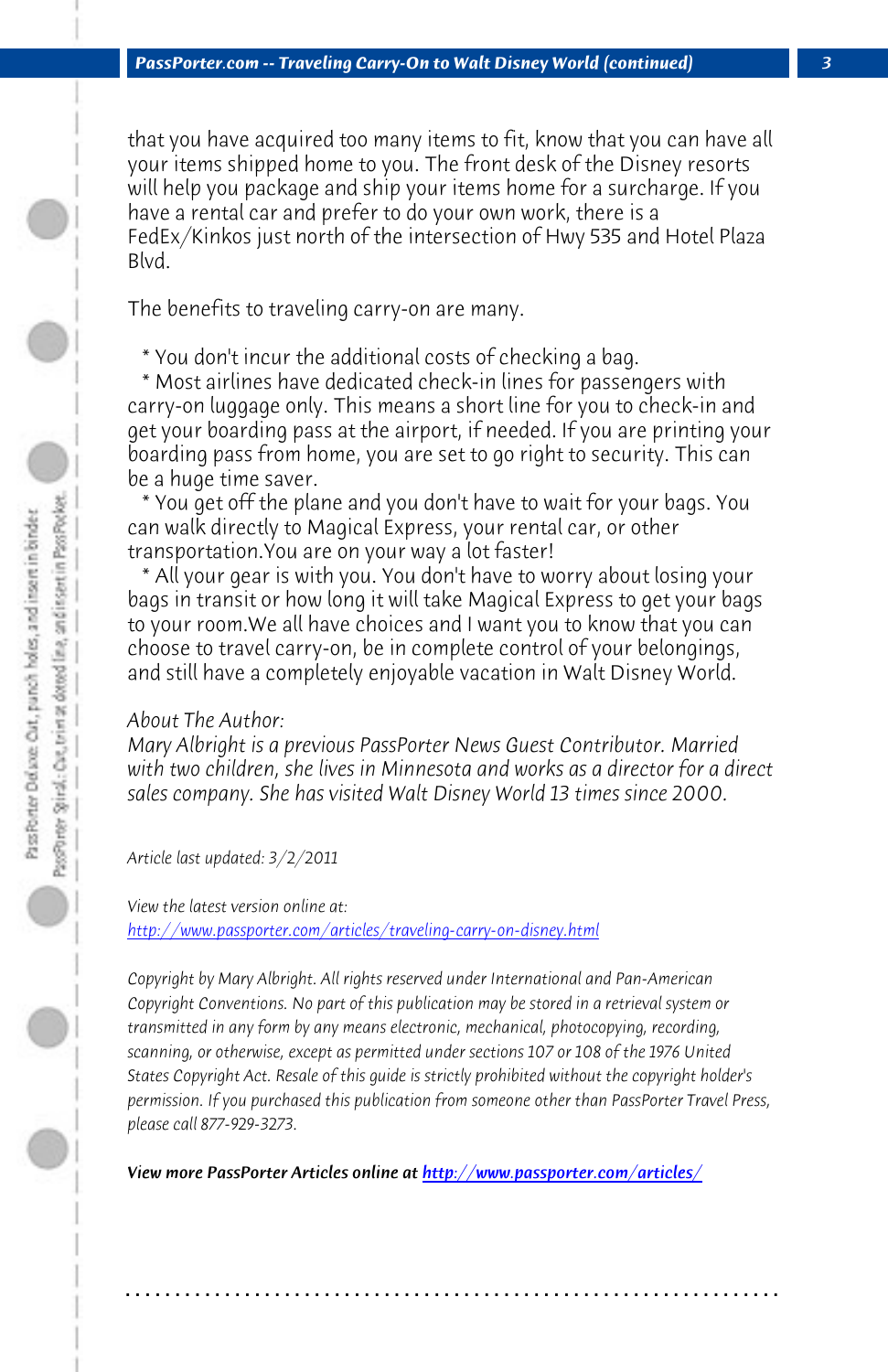that you have acquired too many items to fit, know that you can have all your items shipped home to you. The front desk of the Disney resorts will help you package and ship your items home for a surcharge. If you have a rental car and prefer to do your own work, there is a FedEx/Kinkos just north of the intersection of Hwy 535 and Hotel Plaza Blvd.

The benefits to traveling carry-on are many.

* You don't incur the additional costs of checking a bag.
* Most airlines have dedicated check-in lines for passengers with carry-on luggage only. This means a short line for you to check-in and get your boarding pass at the airport, if needed. If you are printing your boarding pass from home, you are set to go right to security. This can be a huge time saver.
* You get off the plane and you don't have to wait for your bags. You can walk directly to Magical Express, your rental car, or other transportation.You are on your way a lot faster!
* All your gear is with you. You don't have to worry about losing your bags in transit or how long it will take Magical Express to get your bags to your room.We all have choices and I want you to know that you can choose to travel carry-on, be in complete control of your belongings, and still have a completely enjoyable vacation in Walt Disney World.

*About The Author:*
*Mary Albright is a previous PassPorter News Guest Contributor. Married with two children, she lives in Minnesota and works as a director for a direct sales company. She has visited Walt Disney World 13 times since 2000.*

*Article last updated: 3/2/2011*

*View the latest version online at:*
*http://www.passporter.com/articles/traveling-carry-on-disney.html*

*Copyright by Mary Albright. All rights reserved under International and Pan-American Copyright Conventions. No part of this publication may be stored in a retrieval system or transmitted in any form by any means electronic, mechanical, photocopying, recording, scanning, or otherwise, except as permitted under sections 107 or 108 of the 1976 United States Copyright Act. Resale of this guide is strictly prohibited without the copyright holder's permission. If you purchased this publication from someone other than PassPorter Travel Press, please call 877-929-3273.*

***View more PassPorter Articles online at http://www.passporter.com/articles/***